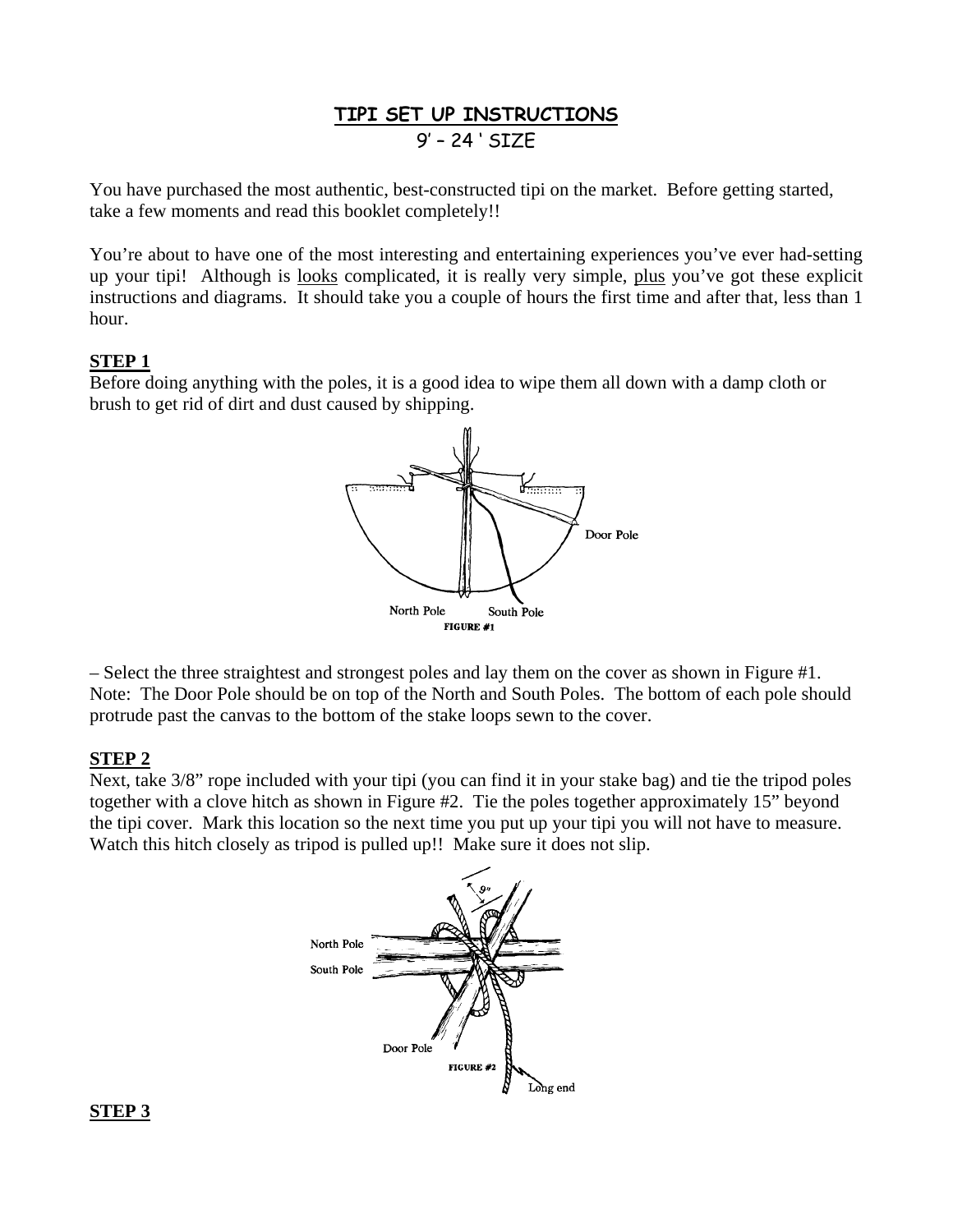# TIPI SET UP INSTRUCTIONS

9' – 24 ' SIZE

You have purchased the most authentic, best-constructed tipi on the market. Before getting started, take a few moments and read this booklet completely!!

You're about to have one of the most interesting and entertaining experiences you've ever had-setting up your tipi! Although is looks complicated, it is really very simple, plus you've got these explicit instructions and diagrams. It should take you a couple of hours the first time and after that, less than 1 hour.

**STEP 1**

Before doing anything with the poles, it is a good idea to wipe them all down with a damp cloth or brush to get rid of dirt and dust caused by shipping.

Door Pole

North Pole South Pole

**FIGURE #1**

– Select the three straightest and strongest poles and lay them on the cover as shown in Figure #1. Note: The Door Pole should be on top of the North and South Poles. The bottom of each pole should protrude past the canvas to the bottom of the stake loops sewn to the cover.

**STEP 2**

Next, take 3/8" rope included with your tipi (you can find it in your stake bag) and tie the tripod poles together with a clove hitch as shown in Figure #2. Tie the poles together approximately 15" beyond the tipi cover. Mark this location so the next time you put up your tipi you will not have to measure. Watch this hitch closely as tripod is pulled up!! Make sure it does not slip.

9"

North Pole

South Pole

Door Pole

**FIGURE #2**

Long end

**STEP 3**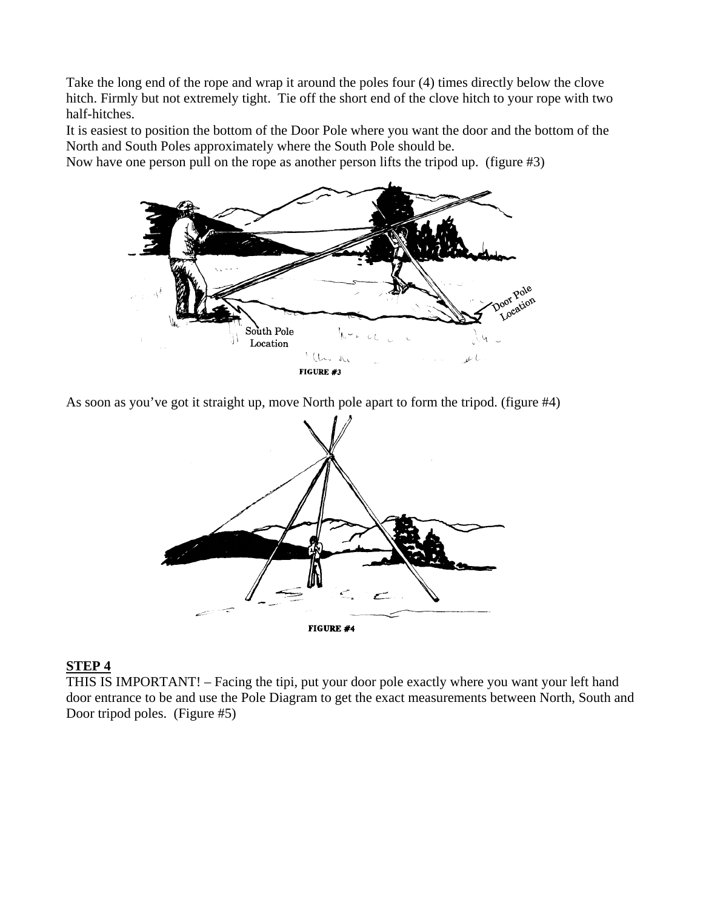Take the long end of the rope and wrap it around the poles four (4) times directly below the clove hitch. Firmly but not extremely tight. Tie off the short end of the clove hitch to your rope with two half-hitches.

It is easiest to position the bottom of the Door Pole where you want the door and the bottom of the North and South Poles approximately where the South Pole should be.

Now have one person pull on the rope as another person lifts the tripod up. (figure #3)

South Pole Location

Door Pole Location

FIGURE #3

As soon as you've got it straight up, move North pole apart to form the tripod. (figure #4)

FIGURE #4

**STEP 4**

THIS IS IMPORTANT! – Facing the tipi, put your door pole exactly where you want your left hand door entrance to be and use the Pole Diagram to get the exact measurements between North, South and Door tripod poles. (Figure #5)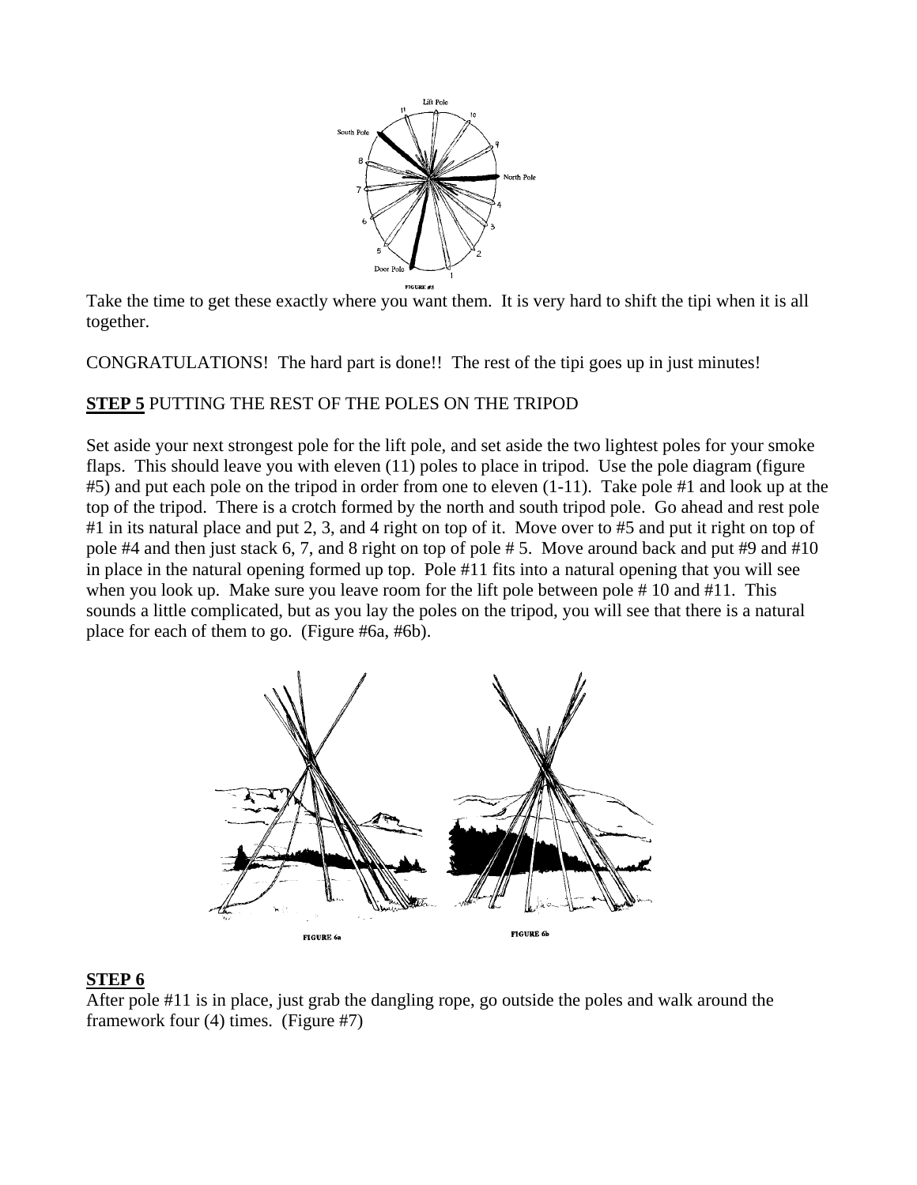FIGURE #5

Take the time to get these exactly where you want them. It is very hard to shift the tipi when it is all together.

CONGRATULATIONS! The hard part is done!! The rest of the tipi goes up in just minutes!

**STEP 5** PUTTING THE REST OF THE POLES ON THE TRIPOD

Set aside your next strongest pole for the lift pole, and set aside the two lightest poles for your smoke flaps. This should leave you with eleven (11) poles to place in tripod. Use the pole diagram (figure #5) and put each pole on the tripod in order from one to eleven (1-11). Take pole #1 and look up at the top of the tripod. There is a crotch formed by the north and south tripod pole. Go ahead and rest pole #1 in its natural place and put 2, 3, and 4 right on top of it. Move over to #5 and put it right on top of pole #4 and then just stack 6, 7, and 8 right on top of pole # 5. Move around back and put #9 and #10 in place in the natural opening formed up top. Pole #11 fits into a natural opening that you will see when you look up. Make sure you leave room for the lift pole between pole # 10 and #11. This sounds a little complicated, but as you lay the poles on the tripod, you will see that there is a natural place for each of them to go. (Figure #6a, #6b).

FIGURE 6a

FIGURE 6b

**STEP 6**

After pole #11 is in place, just grab the dangling rope, go outside the poles and walk around the framework four (4) times. (Figure #7)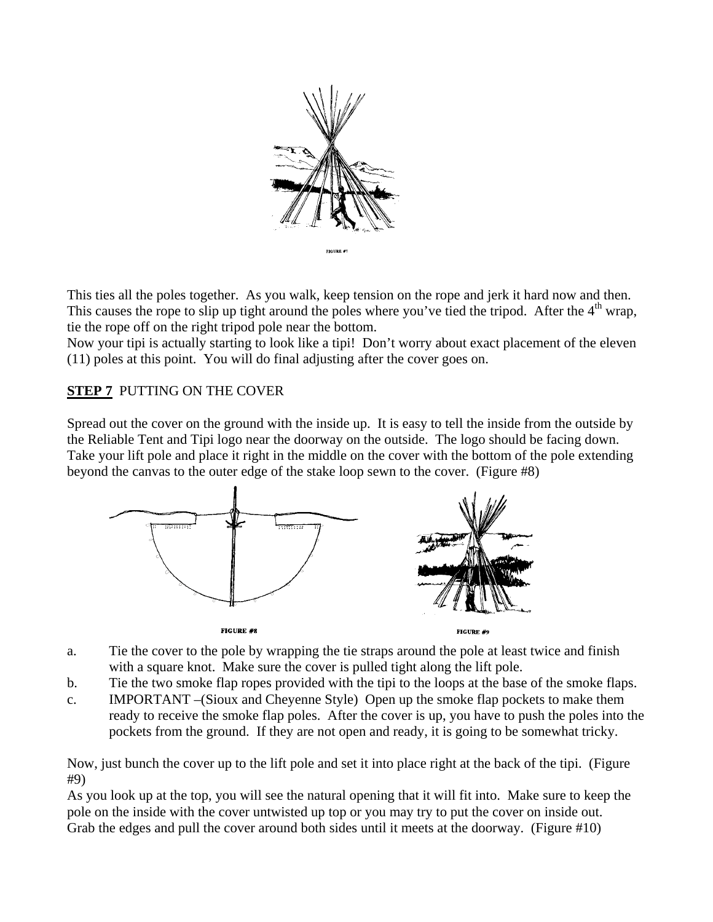FIGURE #7

This ties all the poles together. As you walk, keep tension on the rope and jerk it hard now and then. This causes the rope to slip up tight around the poles where you've tied the tripod. After the 4th wrap, tie the rope off on the right tripod pole near the bottom.

Now your tipi is actually starting to look like a tipi! Don't worry about exact placement of the eleven (11) poles at this point. You will do final adjusting after the cover goes on.

**STEP 7** PUTTING ON THE COVER

Spread out the cover on the ground with the inside up. It is easy to tell the inside from the outside by the Reliable Tent and Tipi logo near the doorway on the outside. The logo should be facing down. Take your lift pole and place it right in the middle on the cover with the bottom of the pole extending beyond the canvas to the outer edge of the stake loop sewn to the cover. (Figure #8)

FIGURE #8

FIGURE #9

a. Tie the cover to the pole by wrapping the tie straps around the pole at least twice and finish with a square knot. Make sure the cover is pulled tight along the lift pole.
b. Tie the two smoke flap ropes provided with the tipi to the loops at the base of the smoke flaps.
c. IMPORTANT –(Sioux and Cheyenne Style) Open up the smoke flap pockets to make them ready to receive the smoke flap poles. After the cover is up, you have to push the poles into the pockets from the ground. If they are not open and ready, it is going to be somewhat tricky.

Now, just bunch the cover up to the lift pole and set it into place right at the back of the tipi. (Figure #9)

As you look up at the top, you will see the natural opening that it will fit into. Make sure to keep the pole on the inside with the cover untwisted up top or you may try to put the cover on inside out.

Grab the edges and pull the cover around both sides until it meets at the doorway. (Figure #10)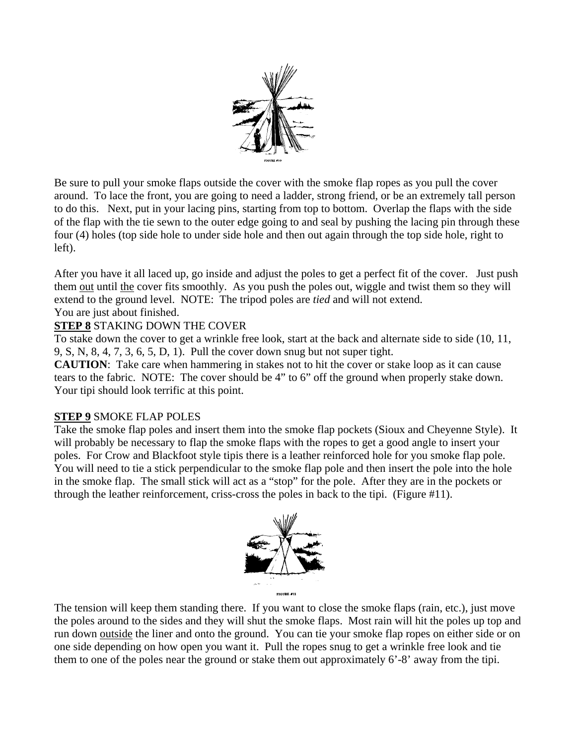FIGURE #10

Be sure to pull your smoke flaps outside the cover with the smoke flap ropes as you pull the cover around. To lace the front, you are going to need a ladder, strong friend, or be an extremely tall person to do this. Next, put in your lacing pins, starting from top to bottom. Overlap the flaps with the side of the flap with the tie sewn to the outer edge going to and seal by pushing the lacing pin through these four (4) holes (top side hole to under side hole and then out again through the top side hole, right to left).

After you have it all laced up, go inside and adjust the poles to get a perfect fit of the cover. Just push them <u>out</u> until <u>the</u> cover fits smoothly. As you push the poles out, wiggle and twist them so they will extend to the ground level. NOTE: The tripod poles are *tied* and will not extend.
You are just about finished.

**<u>STEP 8</u>** STAKING DOWN THE COVER

To stake down the cover to get a wrinkle free look, start at the back and alternate side to side (10, 11, 9, S, N, 8, 4, 7, 3, 6, 5, D, 1). Pull the cover down snug but not super tight.
**CAUTION**: Take care when hammering in stakes not to hit the cover or stake loop as it can cause tears to the fabric. NOTE: The cover should be 4" to 6" off the ground when properly stake down. Your tipi should look terrific at this point.

**<u>STEP 9</u>** SMOKE FLAP POLES

Take the smoke flap poles and insert them into the smoke flap pockets (Sioux and Cheyenne Style). It will probably be necessary to flap the smoke flaps with the ropes to get a good angle to insert your poles. For Crow and Blackfoot style tipis there is a leather reinforced hole for you smoke flap pole. You will need to tie a stick perpendicular to the smoke flap pole and then insert the pole into the hole in the smoke flap. The small stick will act as a "stop" for the pole. After they are in the pockets or through the leather reinforcement, criss-cross the poles in back to the tipi. (Figure #11).

FIGURE #11

The tension will keep them standing there. If you want to close the smoke flaps (rain, etc.), just move the poles around to the sides and they will shut the smoke flaps. Most rain will hit the poles up top and run down <u>outside</u> the liner and onto the ground. You can tie your smoke flap ropes on either side or on one side depending on how open you want it. Pull the ropes snug to get a wrinkle free look and tie them to one of the poles near the ground or stake them out approximately 6'-8' away from the tipi.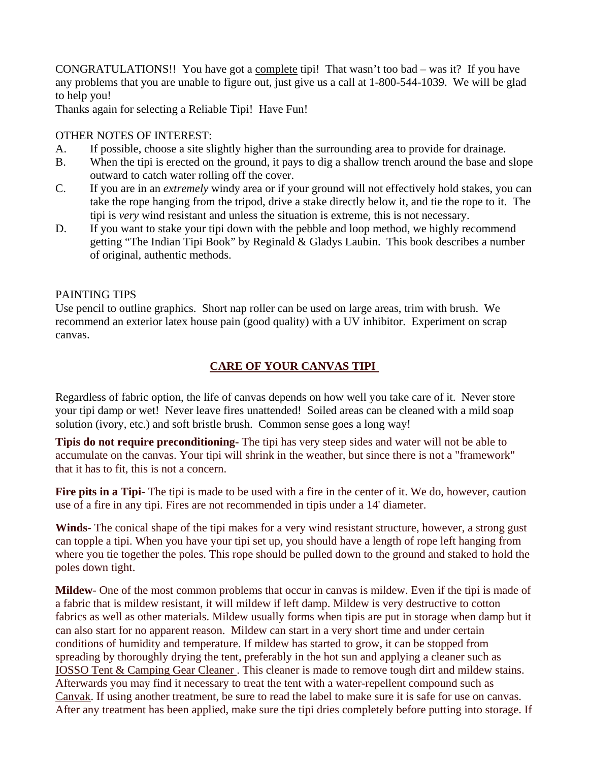CONGRATULATIONS!! You have got a complete tipi! That wasn't too bad – was it? If you have any problems that you are unable to figure out, just give us a call at 1-800-544-1039. We will be glad to help you!

Thanks again for selecting a Reliable Tipi! Have Fun!

OTHER NOTES OF INTEREST:

A. If possible, choose a site slightly higher than the surrounding area to provide for drainage.

B. When the tipi is erected on the ground, it pays to dig a shallow trench around the base and slope outward to catch water rolling off the cover.

C. If you are in an *extremely* windy area or if your ground will not effectively hold stakes, you can take the rope hanging from the tripod, drive a stake directly below it, and tie the rope to it. The tipi is *very* wind resistant and unless the situation is extreme, this is not necessary.

D. If you want to stake your tipi down with the pebble and loop method, we highly recommend getting "The Indian Tipi Book" by Reginald & Gladys Laubin. This book describes a number of original, authentic methods.

PAINTING TIPS

Use pencil to outline graphics. Short nap roller can be used on large areas, trim with brush. We recommend an exterior latex house pain (good quality) with a UV inhibitor. Experiment on scrap canvas.

## CARE OF YOUR CANVAS TIPI

Regardless of fabric option, the life of canvas depends on how well you take care of it. Never store your tipi damp or wet! Never leave fires unattended! Soiled areas can be cleaned with a mild soap solution (ivory, etc.) and soft bristle brush. Common sense goes a long way!

**Tipis do not require preconditioning-** The tipi has very steep sides and water will not be able to accumulate on the canvas. Your tipi will shrink in the weather, but since there is not a "framework" that it has to fit, this is not a concern.

**Fire pits in a Tipi**- The tipi is made to be used with a fire in the center of it. We do, however, caution use of a fire in any tipi. Fires are not recommended in tipis under a 14' diameter.

**Winds**- The conical shape of the tipi makes for a very wind resistant structure, however, a strong gust can topple a tipi. When you have your tipi set up, you should have a length of rope left hanging from where you tie together the poles. This rope should be pulled down to the ground and staked to hold the poles down tight.

**Mildew**- One of the most common problems that occur in canvas is mildew. Even if the tipi is made of a fabric that is mildew resistant, it will mildew if left damp. Mildew is very destructive to cotton fabrics as well as other materials. Mildew usually forms when tipis are put in storage when damp but it can also start for no apparent reason. Mildew can start in a very short time and under certain conditions of humidity and temperature. If mildew has started to grow, it can be stopped from spreading by thoroughly drying the tent, preferably in the hot sun and applying a cleaner such as IOSSO Tent & Camping Gear Cleaner . This cleaner is made to remove tough dirt and mildew stains. Afterwards you may find it necessary to treat the tent with a water-repellent compound such as Canvak. If using another treatment, be sure to read the label to make sure it is safe for use on canvas. After any treatment has been applied, make sure the tipi dries completely before putting into storage. If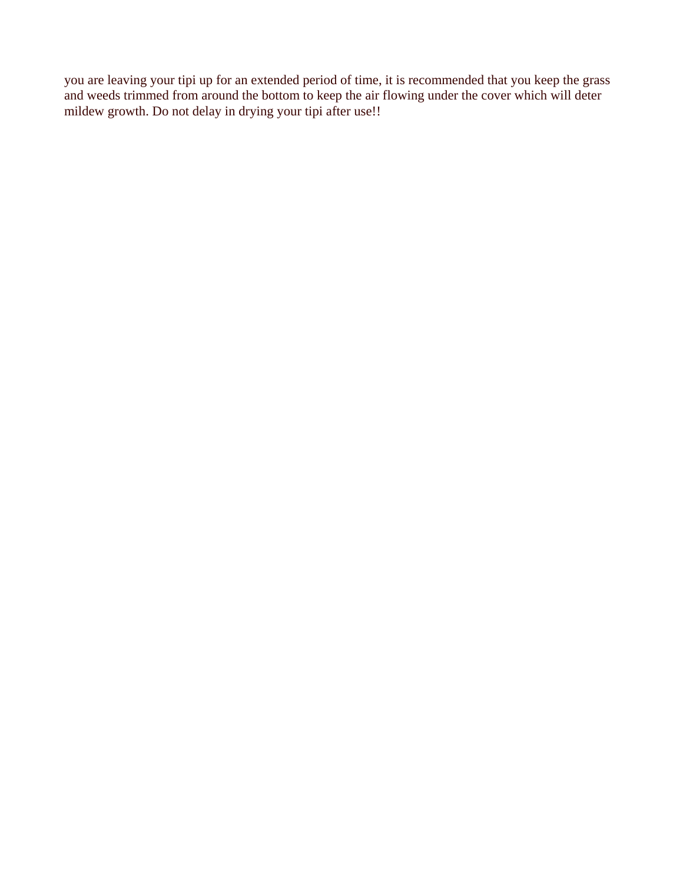you are leaving your tipi up for an extended period of time, it is recommended that you keep the grass and weeds trimmed from around the bottom to keep the air flowing under the cover which will deter mildew growth. Do not delay in drying your tipi after use!!